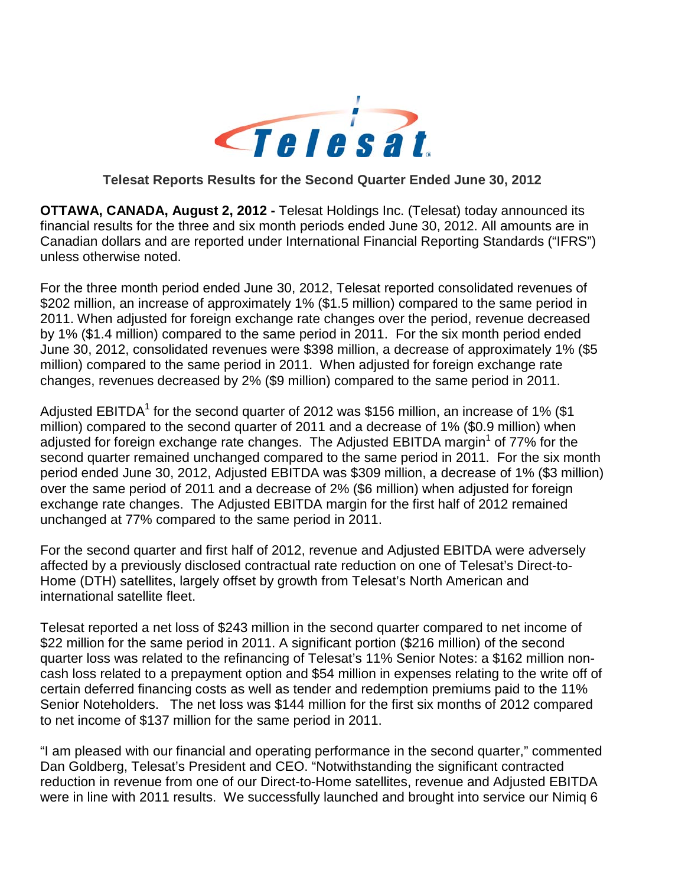# Telesat Reports Results for the Second Quarter Ended June 30, 2012

**OTTAWA, CANADA, August 2, 2012 -** Telesat Holdings Inc. (Telesat) today announced its financial results for the three and six month periods ended June 30, 2012. All amounts are in Canadian dollars and are reported under International Financial Reporting Standards ("IFRS") unless otherwise noted.

For the three month period ended June 30, 2012, Telesat reported consolidated revenues of \$202 million, an increase of approximately 1% (\$1.5 million) compared to the same period in 2011. When adjusted for foreign exchange rate changes over the period, revenue decreased by 1% (\$1.4 million) compared to the same period in 2011. For the six month period ended June 30, 2012, consolidated revenues were \$398 million, a decrease of approximately 1% (\$5 million) compared to the same period in 2011. When adjusted for foreign exchange rate changes, revenues decreased by 2% (\$9 million) compared to the same period in 2011.

Adjusted EBITDA[1] for the second quarter of 2012 was \$156 million, an increase of 1% (\$1 million) compared to the second quarter of 2011 and a decrease of 1% (\$0.9 million) when adjusted for foreign exchange rate changes. The Adjusted EBITDA margin[1] of 77% for the second quarter remained unchanged compared to the same period in 2011. For the six month period ended June 30, 2012, Adjusted EBITDA was \$309 million, a decrease of 1% (\$3 million) over the same period of 2011 and a decrease of 2% (\$6 million) when adjusted for foreign exchange rate changes. The Adjusted EBITDA margin for the first half of 2012 remained unchanged at 77% compared to the same period in 2011.

For the second quarter and first half of 2012, revenue and Adjusted EBITDA were adversely affected by a previously disclosed contractual rate reduction on one of Telesat's Direct-to-Home (DTH) satellites, largely offset by growth from Telesat's North American and international satellite fleet.

Telesat reported a net loss of \$243 million in the second quarter compared to net income of \$22 million for the same period in 2011. A significant portion (\$216 million) of the second quarter loss was related to the refinancing of Telesat's 11% Senior Notes: a \$162 million non-cash loss related to a prepayment option and \$54 million in expenses relating to the write off of certain deferred financing costs as well as tender and redemption premiums paid to the 11% Senior Noteholders. The net loss was \$144 million for the first six months of 2012 compared to net income of \$137 million for the same period in 2011.

"I am pleased with our financial and operating performance in the second quarter," commented Dan Goldberg, Telesat's President and CEO. "Notwithstanding the significant contracted reduction in revenue from one of our Direct-to-Home satellites, revenue and Adjusted EBITDA were in line with 2011 results. We successfully launched and brought into service our Nimiq 6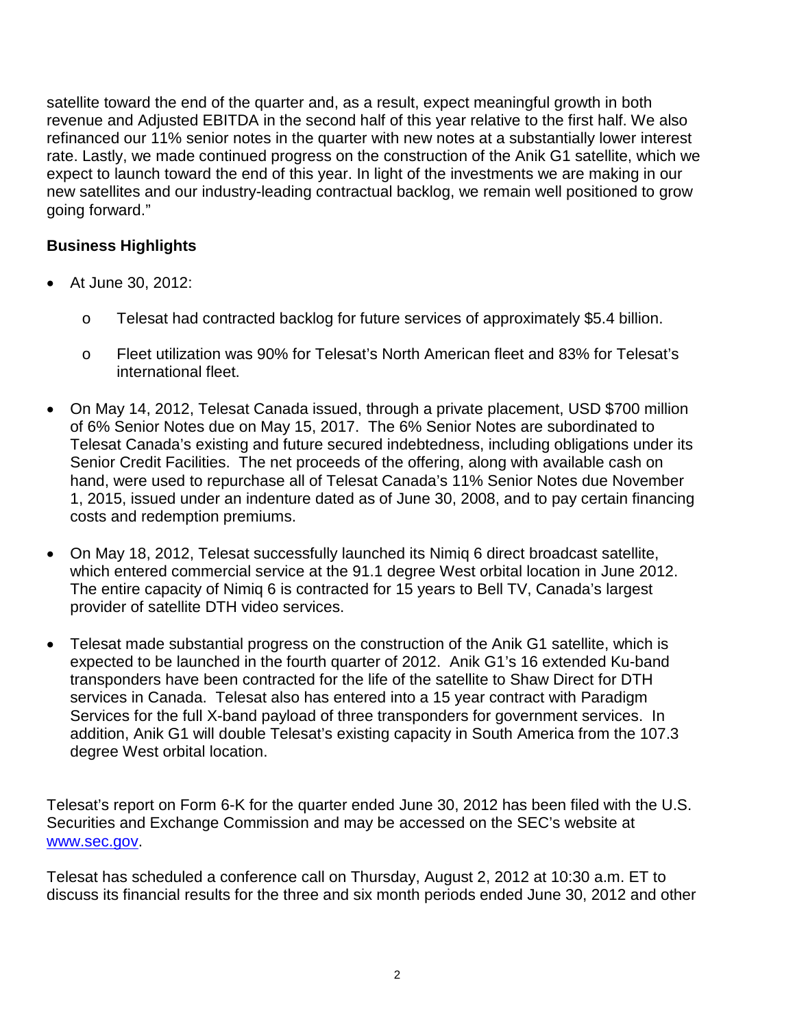satellite toward the end of the quarter and, as a result, expect meaningful growth in both revenue and Adjusted EBITDA in the second half of this year relative to the first half. We also refinanced our 11% senior notes in the quarter with new notes at a substantially lower interest rate. Lastly, we made continued progress on the construction of the Anik G1 satellite, which we expect to launch toward the end of this year. In light of the investments we are making in our new satellites and our industry-leading contractual backlog, we remain well positioned to grow going forward."

**Business Highlights**

- At June 30, 2012:
  - Telesat had contracted backlog for future services of approximately $5.4 billion.
  - Fleet utilization was 90% for Telesat's North American fleet and 83% for Telesat's international fleet.
- On May 14, 2012, Telesat Canada issued, through a private placement, USD $700 million of 6% Senior Notes due on May 15, 2017. The 6% Senior Notes are subordinated to Telesat Canada's existing and future secured indebtedness, including obligations under its Senior Credit Facilities. The net proceeds of the offering, along with available cash on hand, were used to repurchase all of Telesat Canada's 11% Senior Notes due November 1, 2015, issued under an indenture dated as of June 30, 2008, and to pay certain financing costs and redemption premiums.
- On May 18, 2012, Telesat successfully launched its Nimiq 6 direct broadcast satellite, which entered commercial service at the 91.1 degree West orbital location in June 2012. The entire capacity of Nimiq 6 is contracted for 15 years to Bell TV, Canada's largest provider of satellite DTH video services.
- Telesat made substantial progress on the construction of the Anik G1 satellite, which is expected to be launched in the fourth quarter of 2012. Anik G1's 16 extended Ku-band transponders have been contracted for the life of the satellite to Shaw Direct for DTH services in Canada. Telesat also has entered into a 15 year contract with Paradigm Services for the full X-band payload of three transponders for government services. In addition, Anik G1 will double Telesat's existing capacity in South America from the 107.3 degree West orbital location.

Telesat's report on Form 6-K for the quarter ended June 30, 2012 has been filed with the U.S. Securities and Exchange Commission and may be accessed on the SEC's website at www.sec.gov.

Telesat has scheduled a conference call on Thursday, August 2, 2012 at 10:30 a.m. ET to discuss its financial results for the three and six month periods ended June 30, 2012 and other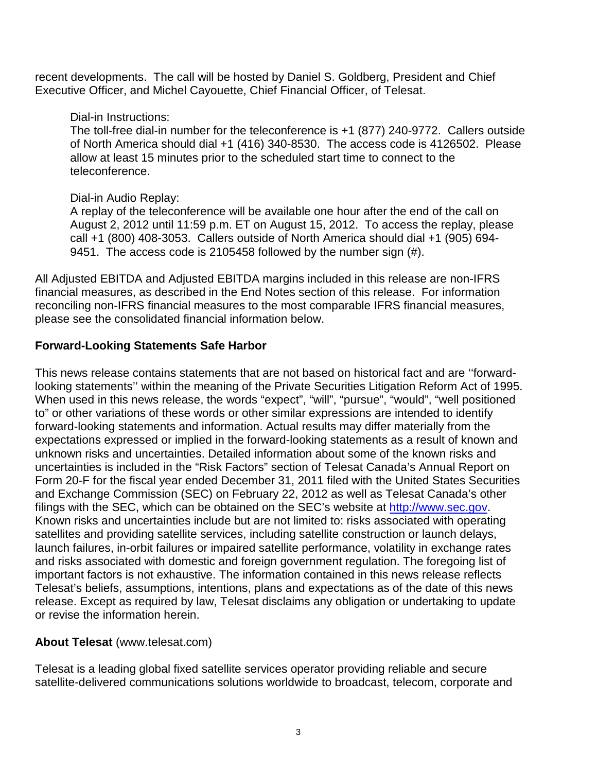recent developments. The call will be hosted by Daniel S. Goldberg, President and Chief Executive Officer, and Michel Cayouette, Chief Financial Officer, of Telesat.

Dial-in Instructions:
The toll-free dial-in number for the teleconference is +1 (877) 240-9772. Callers outside of North America should dial +1 (416) 340-8530. The access code is 4126502. Please allow at least 15 minutes prior to the scheduled start time to connect to the teleconference.

Dial-in Audio Replay:
A replay of the teleconference will be available one hour after the end of the call on August 2, 2012 until 11:59 p.m. ET on August 15, 2012. To access the replay, please call +1 (800) 408-3053. Callers outside of North America should dial +1 (905) 694-9451. The access code is 2105458 followed by the number sign (#).

All Adjusted EBITDA and Adjusted EBITDA margins included in this release are non-IFRS financial measures, as described in the End Notes section of this release. For information reconciling non-IFRS financial measures to the most comparable IFRS financial measures, please see the consolidated financial information below.

**Forward-Looking Statements Safe Harbor**

This news release contains statements that are not based on historical fact and are ''forward-looking statements'' within the meaning of the Private Securities Litigation Reform Act of 1995. When used in this news release, the words "expect", "will", "pursue", "would", "well positioned to" or other variations of these words or other similar expressions are intended to identify forward-looking statements and information. Actual results may differ materially from the expectations expressed or implied in the forward-looking statements as a result of known and unknown risks and uncertainties. Detailed information about some of the known risks and uncertainties is included in the "Risk Factors" section of Telesat Canada's Annual Report on Form 20-F for the fiscal year ended December 31, 2011 filed with the United States Securities and Exchange Commission (SEC) on February 22, 2012 as well as Telesat Canada's other filings with the SEC, which can be obtained on the SEC's website at http://www.sec.gov. Known risks and uncertainties include but are not limited to: risks associated with operating satellites and providing satellite services, including satellite construction or launch delays, launch failures, in-orbit failures or impaired satellite performance, volatility in exchange rates and risks associated with domestic and foreign government regulation. The foregoing list of important factors is not exhaustive. The information contained in this news release reflects Telesat's beliefs, assumptions, intentions, plans and expectations as of the date of this news release. Except as required by law, Telesat disclaims any obligation or undertaking to update or revise the information herein.

**About Telesat** (www.telesat.com)

Telesat is a leading global fixed satellite services operator providing reliable and secure satellite-delivered communications solutions worldwide to broadcast, telecom, corporate and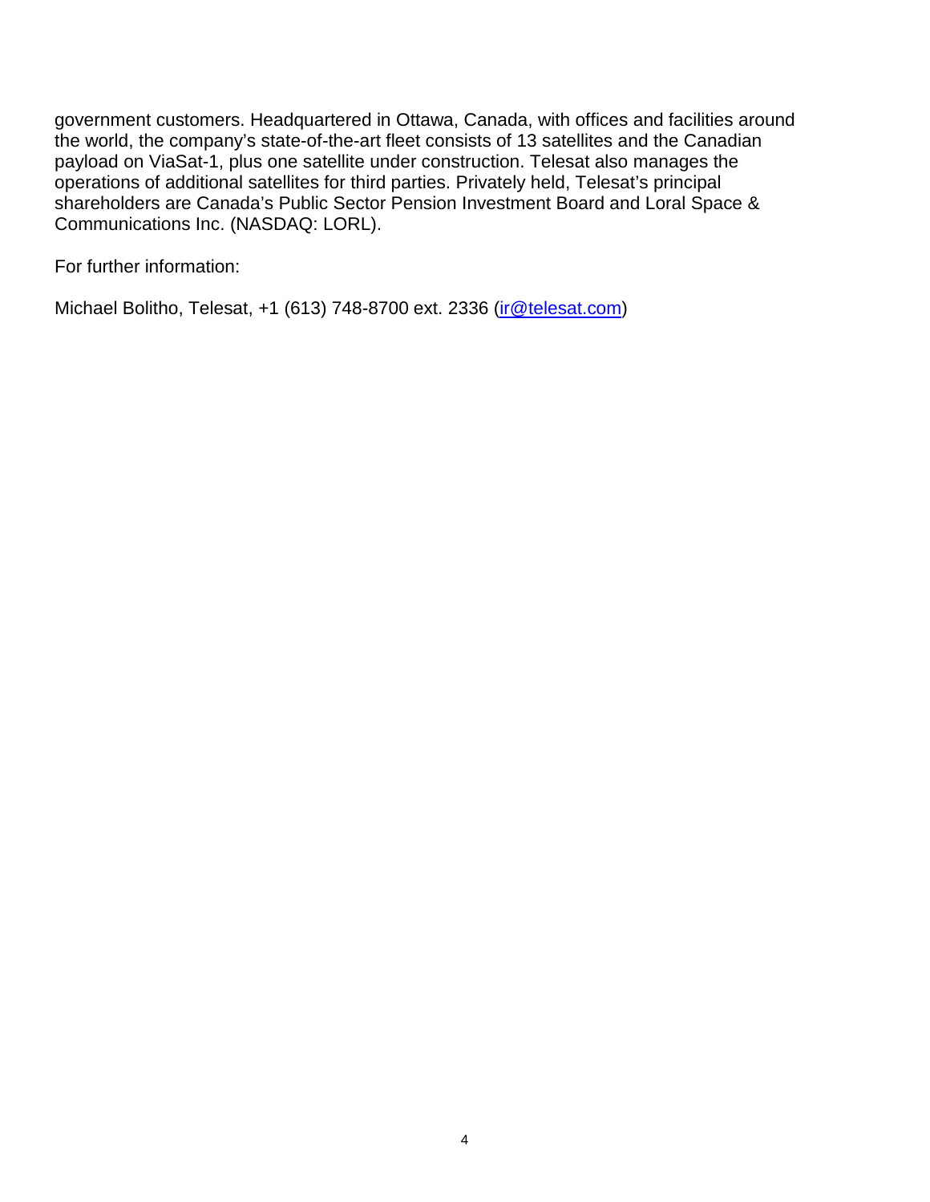government customers. Headquartered in Ottawa, Canada, with offices and facilities around the world, the company's state-of-the-art fleet consists of 13 satellites and the Canadian payload on ViaSat-1, plus one satellite under construction. Telesat also manages the operations of additional satellites for third parties. Privately held, Telesat's principal shareholders are Canada's Public Sector Pension Investment Board and Loral Space & Communications Inc. (NASDAQ: LORL).

For further information:

Michael Bolitho, Telesat, +1 (613) 748-8700 ext. 2336 (ir@telesat.com)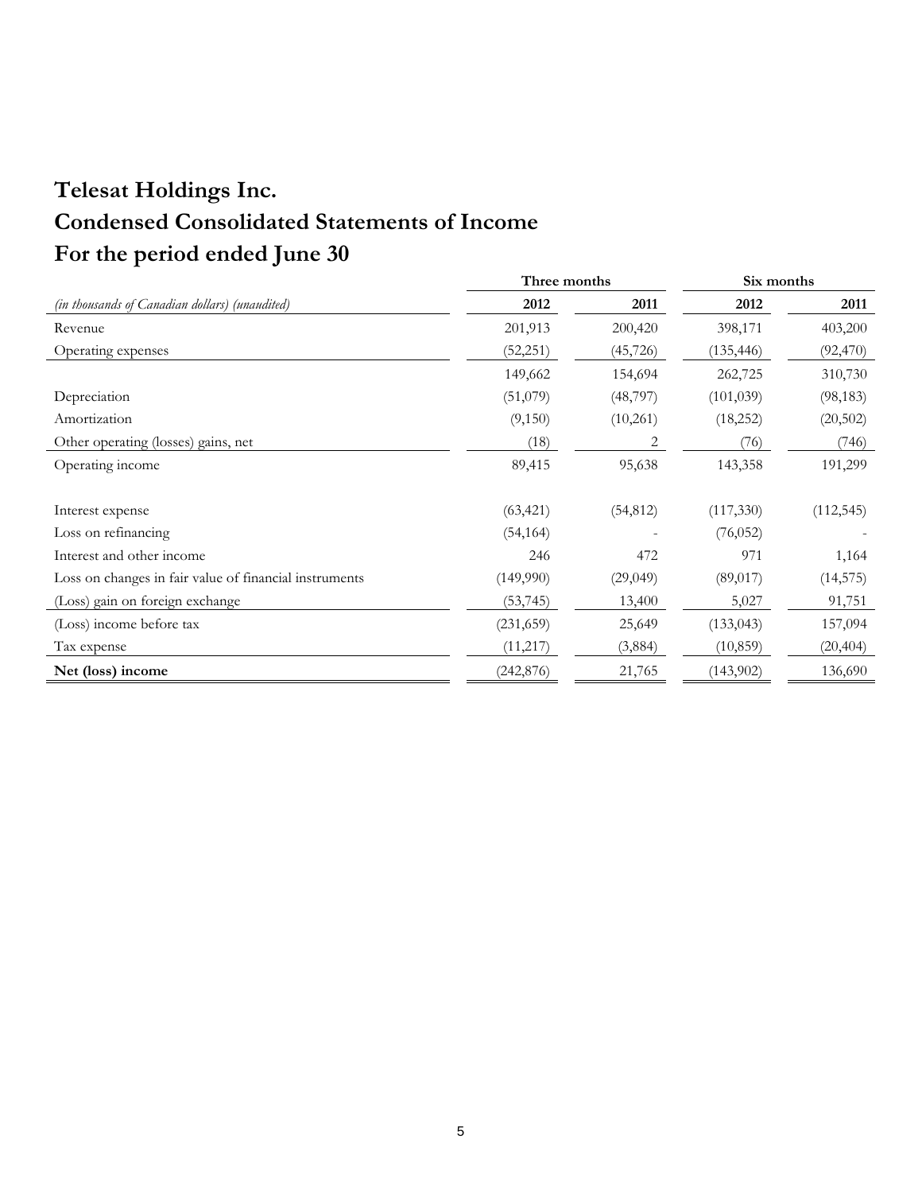# Telesat Holdings Inc.
# Condensed Consolidated Statements of Income
# For the period ended June 30

| | Three months | | Six months | |
|---|---|---|---|---|
| *(in thousands of Canadian dollars) (unaudited)* | **2012** | **2011** | **2012** | **2011** |
| Revenue | 201,913 | 200,420 | 398,171 | 403,200 |
| Operating expenses | (52,251) | (45,726) | (135,446) | (92,470) |
| | 149,662 | 154,694 | 262,725 | 310,730 |
| Depreciation | (51,079) | (48,797) | (101,039) | (98,183) |
| Amortization | (9,150) | (10,261) | (18,252) | (20,502) |
| Other operating (losses) gains, net | (18) | 2 | (76) | (746) |
| Operating income | 89,415 | 95,638 | 143,358 | 191,299 |
| | | | | |
| Interest expense | (63,421) | (54,812) | (117,330) | (112,545) |
| Loss on refinancing | (54,164) | - | (76,052) | - |
| Interest and other income | 246 | 472 | 971 | 1,164 |
| Loss on changes in fair value of financial instruments | (149,990) | (29,049) | (89,017) | (14,575) |
| (Loss) gain on foreign exchange | (53,745) | 13,400 | 5,027 | 91,751 |
| (Loss) income before tax | (231,659) | 25,649 | (133,043) | 157,094 |
| Tax expense | (11,217) | (3,884) | (10,859) | (20,404) |
| **Net (loss) income** | (242,876) | 21,765 | (143,902) | 136,690 |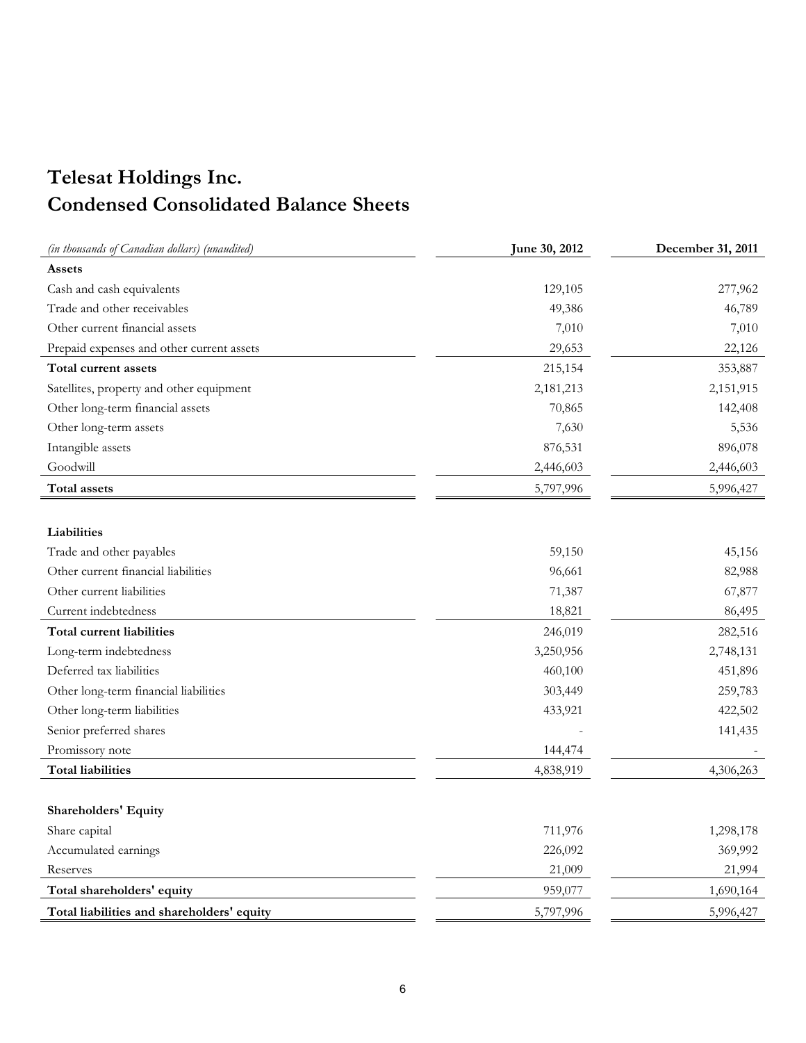# Telesat Holdings Inc.
# Condensed Consolidated Balance Sheets

| *(in thousands of Canadian dollars) (unaudited)* | **June 30, 2012** | **December 31, 2011** |
|---|---|---|
| **Assets** | | |
| Cash and cash equivalents | 129,105 | 277,962 |
| Trade and other receivables | 49,386 | 46,789 |
| Other current financial assets | 7,010 | 7,010 |
| Prepaid expenses and other current assets | 29,653 | 22,126 |
| **Total current assets** | 215,154 | 353,887 |
| Satellites, property and other equipment | 2,181,213 | 2,151,915 |
| Other long-term financial assets | 70,865 | 142,408 |
| Other long-term assets | 7,630 | 5,536 |
| Intangible assets | 876,531 | 896,078 |
| Goodwill | 2,446,603 | 2,446,603 |
| **Total assets** | 5,797,996 | 5,996,427 |
| | | |
| **Liabilities** | | |
| Trade and other payables | 59,150 | 45,156 |
| Other current financial liabilities | 96,661 | 82,988 |
| Other current liabilities | 71,387 | 67,877 |
| Current indebtedness | 18,821 | 86,495 |
| **Total current liabilities** | 246,019 | 282,516 |
| Long-term indebtedness | 3,250,956 | 2,748,131 |
| Deferred tax liabilities | 460,100 | 451,896 |
| Other long-term financial liabilities | 303,449 | 259,783 |
| Other long-term liabilities | 433,921 | 422,502 |
| Senior preferred shares | - | 141,435 |
| Promissory note | 144,474 | - |
| **Total liabilities** | 4,838,919 | 4,306,263 |
| | | |
| **Shareholders' Equity** | | |
| Share capital | 711,976 | 1,298,178 |
| Accumulated earnings | 226,092 | 369,992 |
| Reserves | 21,009 | 21,994 |
| **Total shareholders' equity** | 959,077 | 1,690,164 |
| **Total liabilities and shareholders' equity** | 5,797,996 | 5,996,427 |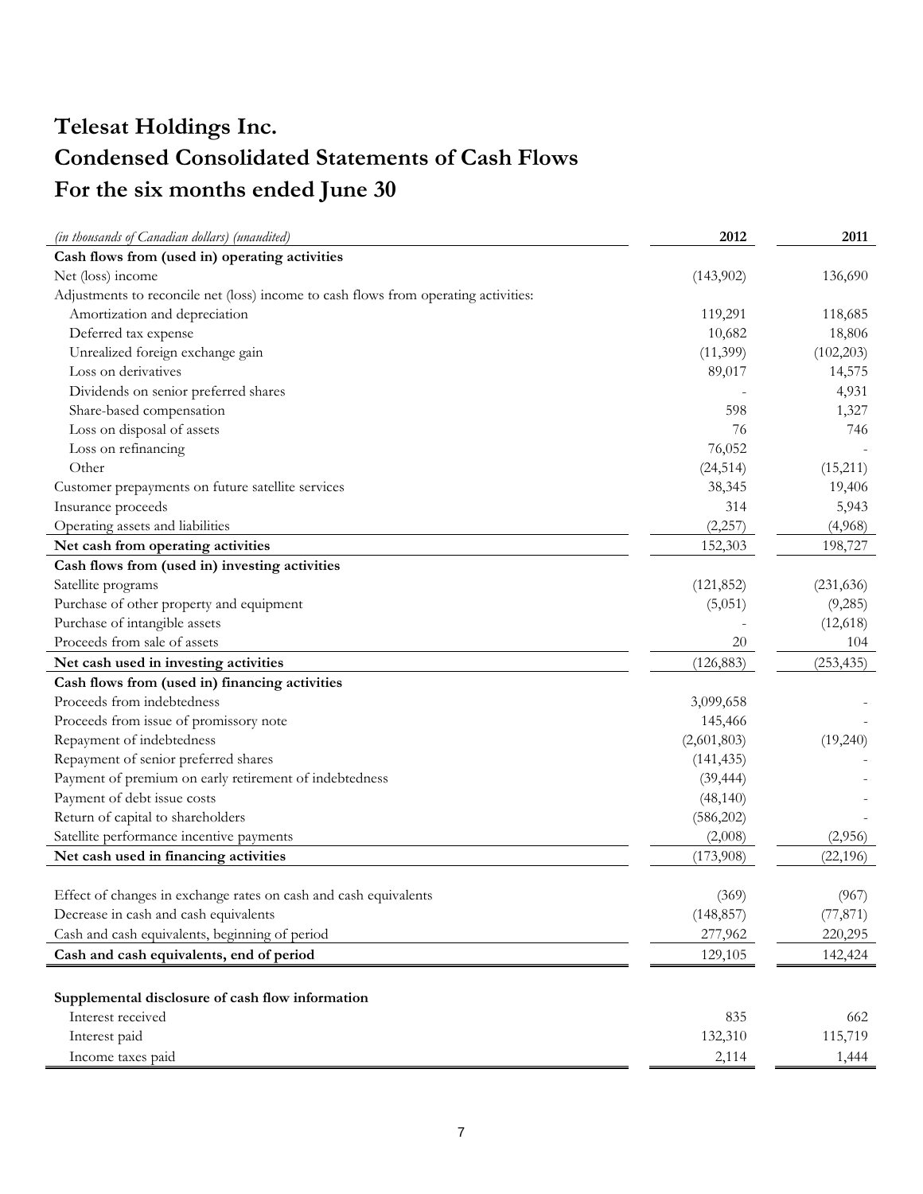# Telesat Holdings Inc.
# Condensed Consolidated Statements of Cash Flows
# For the six months ended June 30

| *(in thousands of Canadian dollars) (unaudited)* | 2012 | 2011 |
|---|---|---|
| **Cash flows from (used in) operating activities** | | |
| Net (loss) income | (143,902) | 136,690 |
| Adjustments to reconcile net (loss) income to cash flows from operating activities: | | |
| Amortization and depreciation | 119,291 | 118,685 |
| Deferred tax expense | 10,682 | 18,806 |
| Unrealized foreign exchange gain | (11,399) | (102,203) |
| Loss on derivatives | 89,017 | 14,575 |
| Dividends on senior preferred shares | - | 4,931 |
| Share-based compensation | 598 | 1,327 |
| Loss on disposal of assets | 76 | 746 |
| Loss on refinancing | 76,052 | - |
| Other | (24,514) | (15,211) |
| Customer prepayments on future satellite services | 38,345 | 19,406 |
| Insurance proceeds | 314 | 5,943 |
| Operating assets and liabilities | (2,257) | (4,968) |
| **Net cash from operating activities** | 152,303 | 198,727 |
| **Cash flows from (used in) investing activities** | | |
| Satellite programs | (121,852) | (231,636) |
| Purchase of other property and equipment | (5,051) | (9,285) |
| Purchase of intangible assets | - | (12,618) |
| Proceeds from sale of assets | 20 | 104 |
| **Net cash used in investing activities** | (126,883) | (253,435) |
| **Cash flows from (used in) financing activities** | | |
| Proceeds from indebtedness | 3,099,658 | - |
| Proceeds from issue of promissory note | 145,466 | - |
| Repayment of indebtedness | (2,601,803) | (19,240) |
| Repayment of senior preferred shares | (141,435) | - |
| Payment of premium on early retirement of indebtedness | (39,444) | - |
| Payment of debt issue costs | (48,140) | - |
| Return of capital to shareholders | (586,202) | - |
| Satellite performance incentive payments | (2,008) | (2,956) |
| **Net cash used in financing activities** | (173,908) | (22,196) |
| | | |
| Effect of changes in exchange rates on cash and cash equivalents | (369) | (967) |
| Decrease in cash and cash equivalents | (148,857) | (77,871) |
| Cash and cash equivalents, beginning of period | 277,962 | 220,295 |
| **Cash and cash equivalents, end of period** | 129,105 | 142,424 |
| | | |
| **Supplemental disclosure of cash flow information** | | |
| Interest received | 835 | 662 |
| Interest paid | 132,310 | 115,719 |
| Income taxes paid | 2,114 | 1,444 |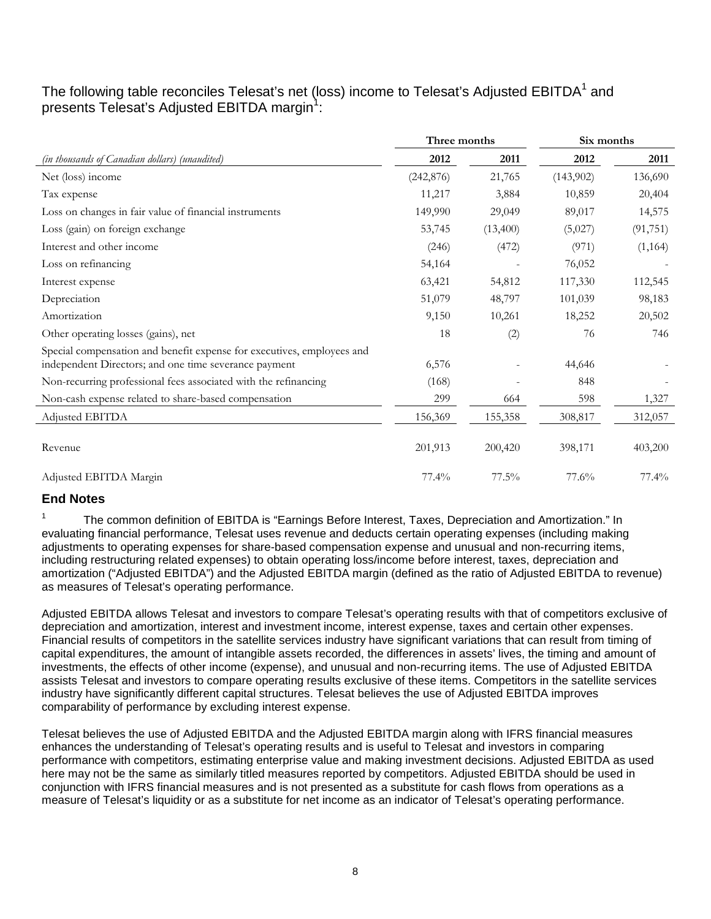The following table reconciles Telesat's net (loss) income to Telesat's Adjusted EBITDA[1] and presents Telesat's Adjusted EBITDA margin[1]:

| | Three months | | Six months | |
|---|---|---|---|---|
| *(in thousands of Canadian dollars) (unaudited)* | **2012** | **2011** | **2012** | **2011** |
| Net (loss) income | (242,876) | 21,765 | (143,902) | 136,690 |
| Tax expense | 11,217 | 3,884 | 10,859 | 20,404 |
| Loss on changes in fair value of financial instruments | 149,990 | 29,049 | 89,017 | 14,575 |
| Loss (gain) on foreign exchange | 53,745 | (13,400) | (5,027) | (91,751) |
| Interest and other income | (246) | (472) | (971) | (1,164) |
| Loss on refinancing | 54,164 | - | 76,052 | - |
| Interest expense | 63,421 | 54,812 | 117,330 | 112,545 |
| Depreciation | 51,079 | 48,797 | 101,039 | 98,183 |
| Amortization | 9,150 | 10,261 | 18,252 | 20,502 |
| Other operating losses (gains), net | 18 | (2) | 76 | 746 |
| Special compensation and benefit expense for executives, employees and independent Directors; and one time severance payment | 6,576 | - | 44,646 | - |
| Non-recurring professional fees associated with the refinancing | (168) | - | 848 | - |
| Non-cash expense related to share-based compensation | 299 | 664 | 598 | 1,327 |
| Adjusted EBITDA | 156,369 | 155,358 | 308,817 | 312,057 |
| Revenue | 201,913 | 200,420 | 398,171 | 403,200 |
| Adjusted EBITDA Margin | 77.4% | 77.5% | 77.6% | 77.4% |

### End Notes

[1] The common definition of EBITDA is "Earnings Before Interest, Taxes, Depreciation and Amortization." In evaluating financial performance, Telesat uses revenue and deducts certain operating expenses (including making adjustments to operating expenses for share-based compensation expense and unusual and non-recurring items, including restructuring related expenses) to obtain operating loss/income before interest, taxes, depreciation and amortization ("Adjusted EBITDA") and the Adjusted EBITDA margin (defined as the ratio of Adjusted EBITDA to revenue) as measures of Telesat's operating performance.

Adjusted EBITDA allows Telesat and investors to compare Telesat's operating results with that of competitors exclusive of depreciation and amortization, interest and investment income, interest expense, taxes and certain other expenses. Financial results of competitors in the satellite services industry have significant variations that can result from timing of capital expenditures, the amount of intangible assets recorded, the differences in assets' lives, the timing and amount of investments, the effects of other income (expense), and unusual and non-recurring items. The use of Adjusted EBITDA assists Telesat and investors to compare operating results exclusive of these items. Competitors in the satellite services industry have significantly different capital structures. Telesat believes the use of Adjusted EBITDA improves comparability of performance by excluding interest expense.

Telesat believes the use of Adjusted EBITDA and the Adjusted EBITDA margin along with IFRS financial measures enhances the understanding of Telesat's operating results and is useful to Telesat and investors in comparing performance with competitors, estimating enterprise value and making investment decisions. Adjusted EBITDA as used here may not be the same as similarly titled measures reported by competitors. Adjusted EBITDA should be used in conjunction with IFRS financial measures and is not presented as a substitute for cash flows from operations as a measure of Telesat's liquidity or as a substitute for net income as an indicator of Telesat's operating performance.